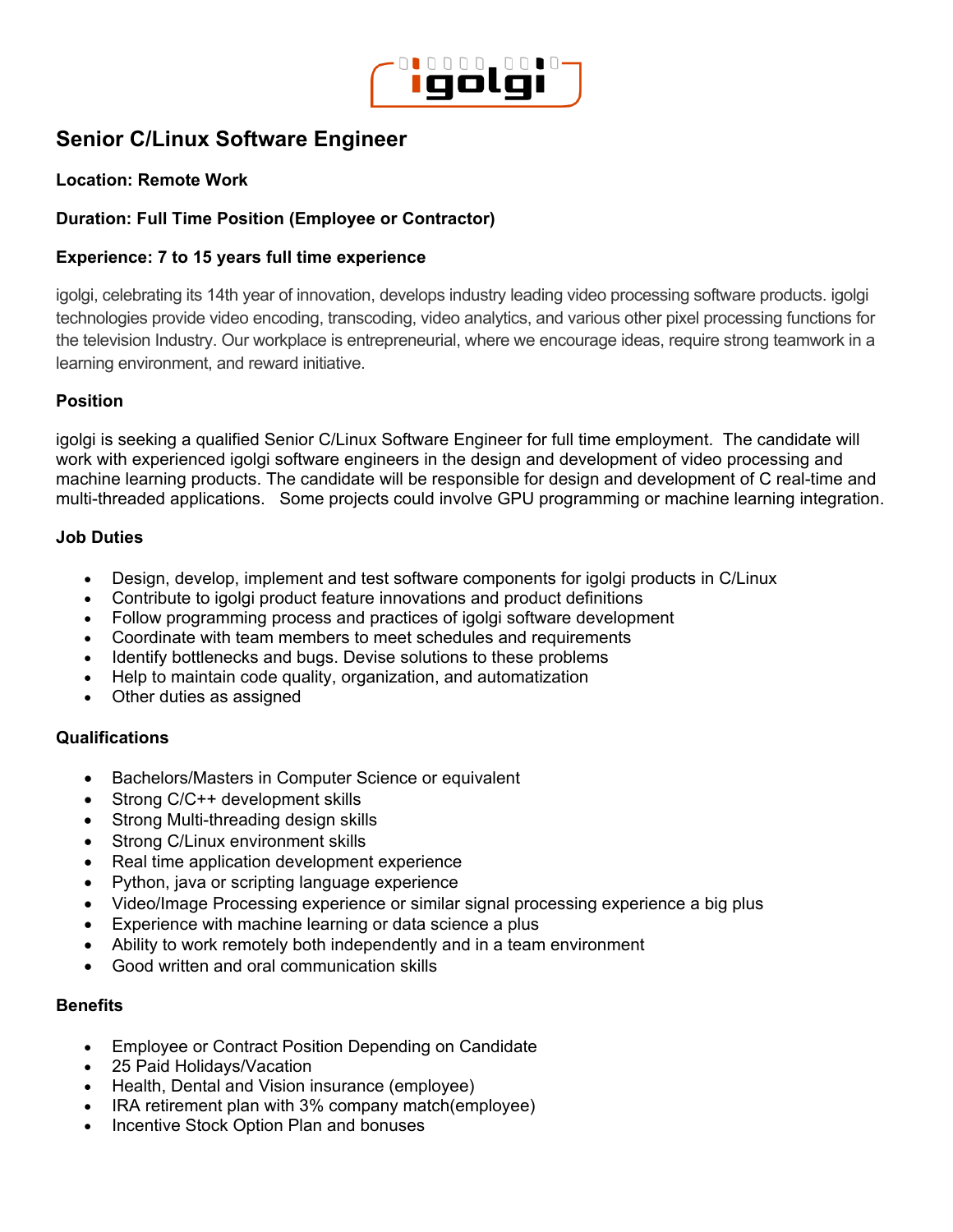# Senior C/Linux Software Engineer

**Location: Remote Work**

**Duration: Full Time Position (Employee or Contractor)**

**Experience: 7 to 15 years full time experience**

igolgi, celebrating its 14th year of innovation, develops industry leading video processing software products. igolgi technologies provide video encoding, transcoding, video analytics, and various other pixel processing functions for the television Industry. Our workplace is entrepreneurial, where we encourage ideas, require strong teamwork in a learning environment, and reward initiative.

## Position

igolgi is seeking a qualified Senior C/Linux Software Engineer for full time employment. The candidate will work with experienced igolgi software engineers in the design and development of video processing and machine learning products. The candidate will be responsible for design and development of C real-time and multi-threaded applications. Some projects could involve GPU programming or machine learning integration.

## Job Duties

- Design, develop, implement and test software components for igolgi products in C/Linux
- Contribute to igolgi product feature innovations and product definitions
- Follow programming process and practices of igolgi software development
- Coordinate with team members to meet schedules and requirements
- Identify bottlenecks and bugs. Devise solutions to these problems
- Help to maintain code quality, organization, and automatization
- Other duties as assigned

## Qualifications

- Bachelors/Masters in Computer Science or equivalent
- Strong C/C++ development skills
- Strong Multi-threading design skills
- Strong C/Linux environment skills
- Real time application development experience
- Python, java or scripting language experience
- Video/Image Processing experience or similar signal processing experience a big plus
- Experience with machine learning or data science a plus
- Ability to work remotely both independently and in a team environment
- Good written and oral communication skills

## Benefits

- Employee or Contract Position Depending on Candidate
- 25 Paid Holidays/Vacation
- Health, Dental and Vision insurance (employee)
- IRA retirement plan with 3% company match(employee)
- Incentive Stock Option Plan and bonuses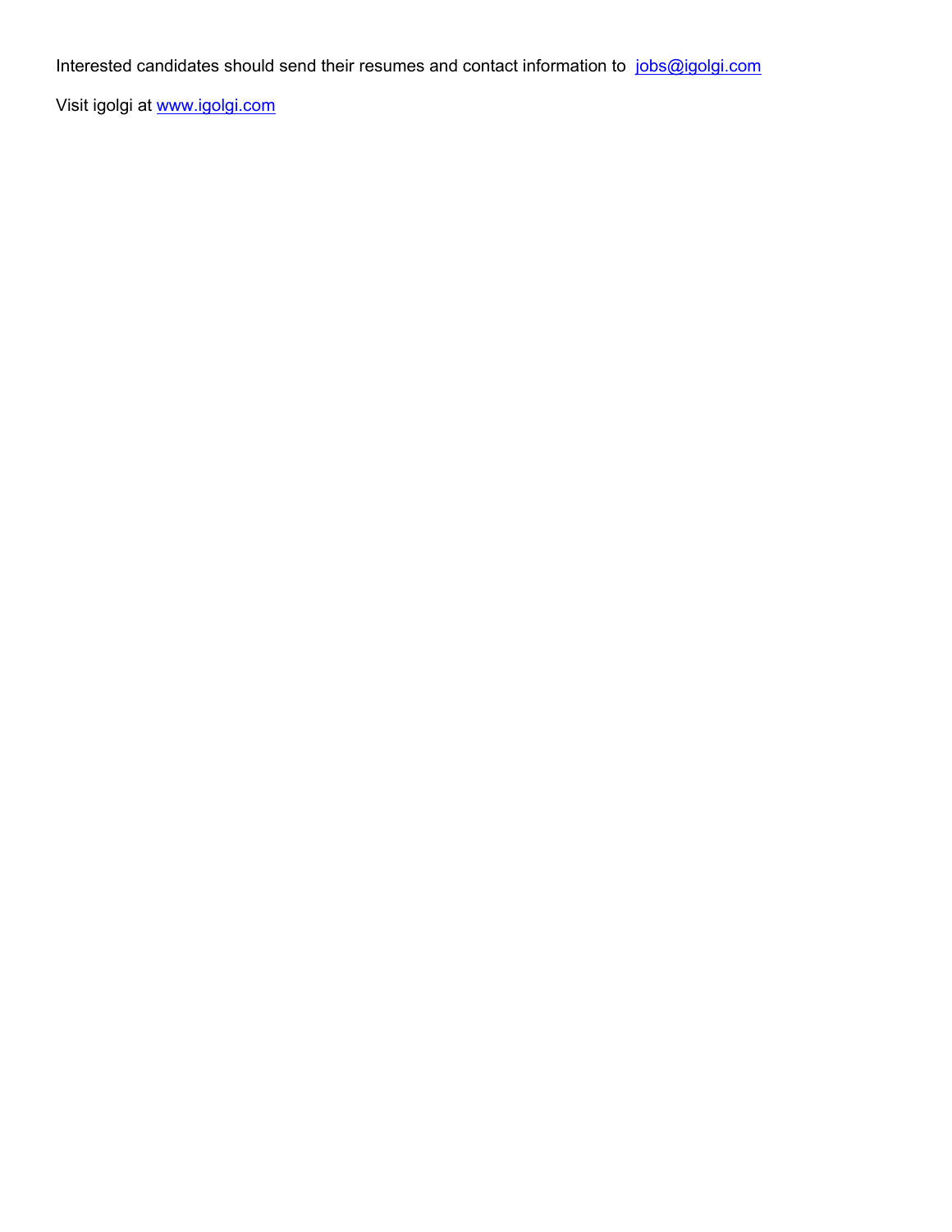Interested candidates should send their resumes and contact information to [jobs@igolgi.com](mailto:jobs@igolgi.com)

Visit igolgi at [www.igolgi.com](http://www.igolgi.com)